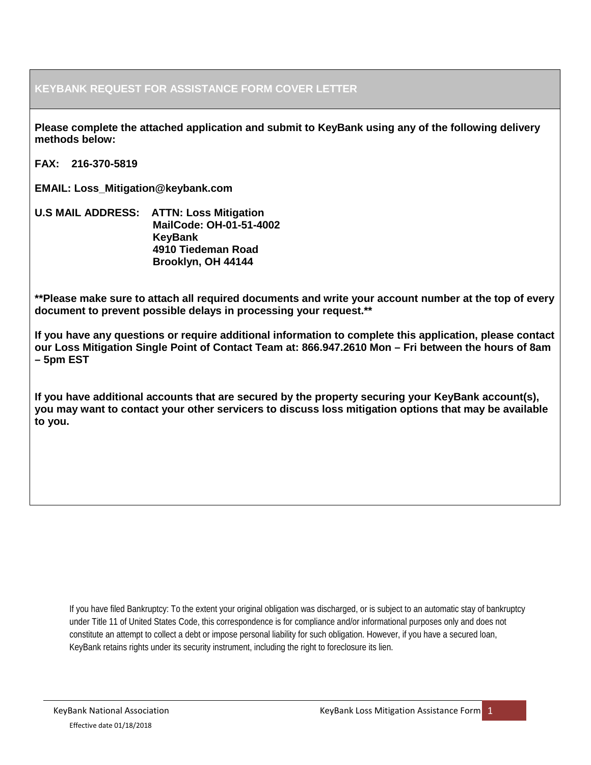# KEYBANK REQUEST FOR ASSISTANCE FORM COVER LETTER

**Please complete the attached application and submit to KeyBank using any of the following delivery methods below:**

**FAX: 216-370-5819**

**EMAIL: Loss_Mitigation@keybank.com**

**U.S MAIL ADDRESS: ATTN: Loss Mitigation**
**MailCode: OH-01-51-4002**
**KeyBank**
**4910 Tiedeman Road**
**Brooklyn, OH 44144**

****Please make sure to attach all required documents and write your account number at the top of every document to prevent possible delays in processing your request.****

**If you have any questions or require additional information to complete this application, please contact our Loss Mitigation Single Point of Contact Team at: 866.947.2610 Mon – Fri between the hours of 8am – 5pm EST**

**If you have additional accounts that are secured by the property securing your KeyBank account(s), you may want to contact your other servicers to discuss loss mitigation options that may be available to you.**

If you have filed Bankruptcy: To the extent your original obligation was discharged, or is subject to an automatic stay of bankruptcy under Title 11 of United States Code, this correspondence is for compliance and/or informational purposes only and does not constitute an attempt to collect a debt or impose personal liability for such obligation. However, if you have a secured loan, KeyBank retains rights under its security instrument, including the right to foreclosure its lien.

Effective date 01/18/2018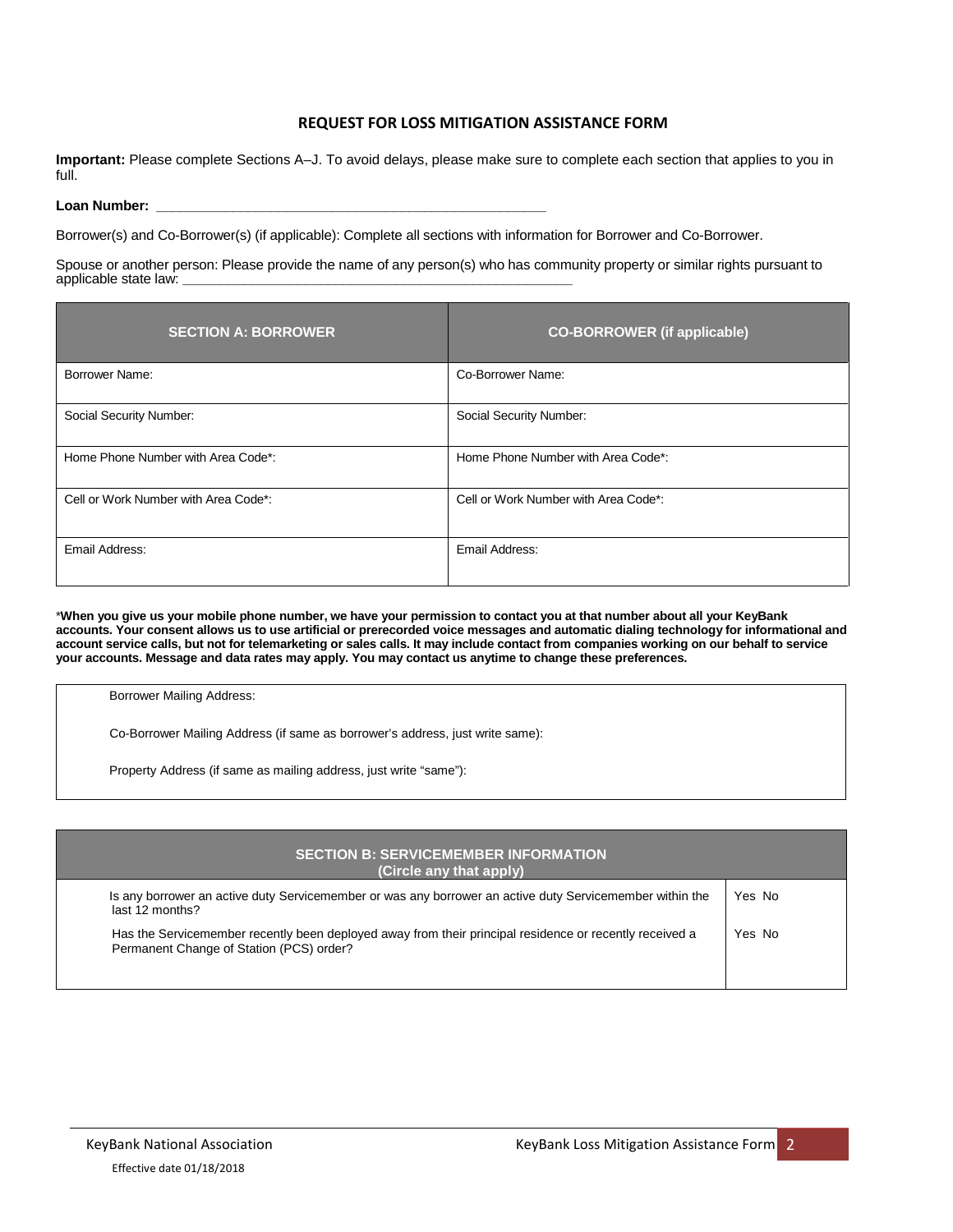## REQUEST FOR LOSS MITIGATION ASSISTANCE FORM

**Important:** Please complete Sections A–J. To avoid delays, please make sure to complete each section that applies to you in full.

**Loan Number: \_\_\_\_\_\_\_\_\_\_\_\_\_\_\_\_\_\_\_\_\_\_\_\_\_\_\_\_\_\_\_\_\_\_\_\_\_\_\_\_\_\_\_\_\_\_\_\_\_\_\_\_**

Borrower(s) and Co-Borrower(s) (if applicable): Complete all sections with information for Borrower and Co-Borrower.

Spouse or another person: Please provide the name of any person(s) who has community property or similar rights pursuant to applicable state law: \_\_\_\_\_\_\_\_\_\_\_\_\_\_\_\_\_\_\_\_\_\_\_\_\_\_\_\_\_\_\_\_\_\_\_\_\_\_\_\_\_\_\_\_\_\_\_\_\_\_\_\_

| SECTION A: BORROWER | CO-BORROWER (if applicable) |
|---|---|
| Borrower Name: | Co-Borrower Name: |
| Social Security Number: | Social Security Number: |
| Home Phone Number with Area Code*: | Home Phone Number with Area Code*: |
| Cell or Work Number with Area Code*: | Cell or Work Number with Area Code*: |
| Email Address: | Email Address: |

\***When you give us your mobile phone number, we have your permission to contact you at that number about all your KeyBank accounts. Your consent allows us to use artificial or prerecorded voice messages and automatic dialing technology for informational and account service calls, but not for telemarketing or sales calls. It may include contact from companies working on our behalf to service your accounts. Message and data rates may apply. You may contact us anytime to change these preferences.**

Borrower Mailing Address:

Co-Borrower Mailing Address (if same as borrower's address, just write same):

Property Address (if same as mailing address, just write "same"):

| SECTION B: SERVICEMEMBER INFORMATION (Circle any that apply) | |
|---|---|
| Is any borrower an active duty Servicemember or was any borrower an active duty Servicemember within the last 12 months? | Yes No |
| Has the Servicemember recently been deployed away from their principal residence or recently received a Permanent Change of Station (PCS) order? | Yes No |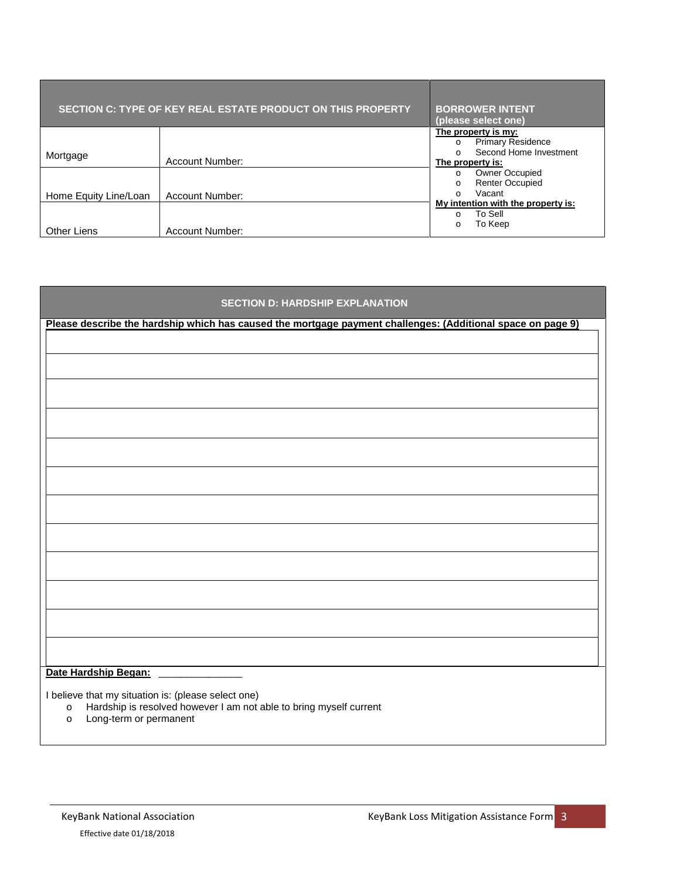| SECTION C: TYPE OF KEY REAL ESTATE PRODUCT ON THIS PROPERTY | | BORROWER INTENT (please select one) |
|---|---|---|
| Mortgage | Account Number: | **The property is my:**<br>o Primary Residence<br>o Second Home Investment |
| Home Equity Line/Loan | Account Number: | **The property is:**<br>o Owner Occupied<br>o Renter Occupied<br>o Vacant |
| Other Liens | Account Number: | **My intention with the property is:**<br>o To Sell<br>o To Keep |

## SECTION D: HARDSHIP EXPLANATION

**Please describe the hardship which has caused the mortgage payment challenges: (Additional space on page 9)**

|   |
|---|
|   |
|   |
|   |
|   |
|   |
|   |
|   |
|   |
|   |
|   |
|   |
|   |

**Date Hardship Began:** _______________

I believe that my situation is: (please select one)

- o Hardship is resolved however I am not able to bring myself current
- o Long-term or permanent

KeyBank National Association
Effective date 01/18/2018

KeyBank Loss Mitigation Assistance Form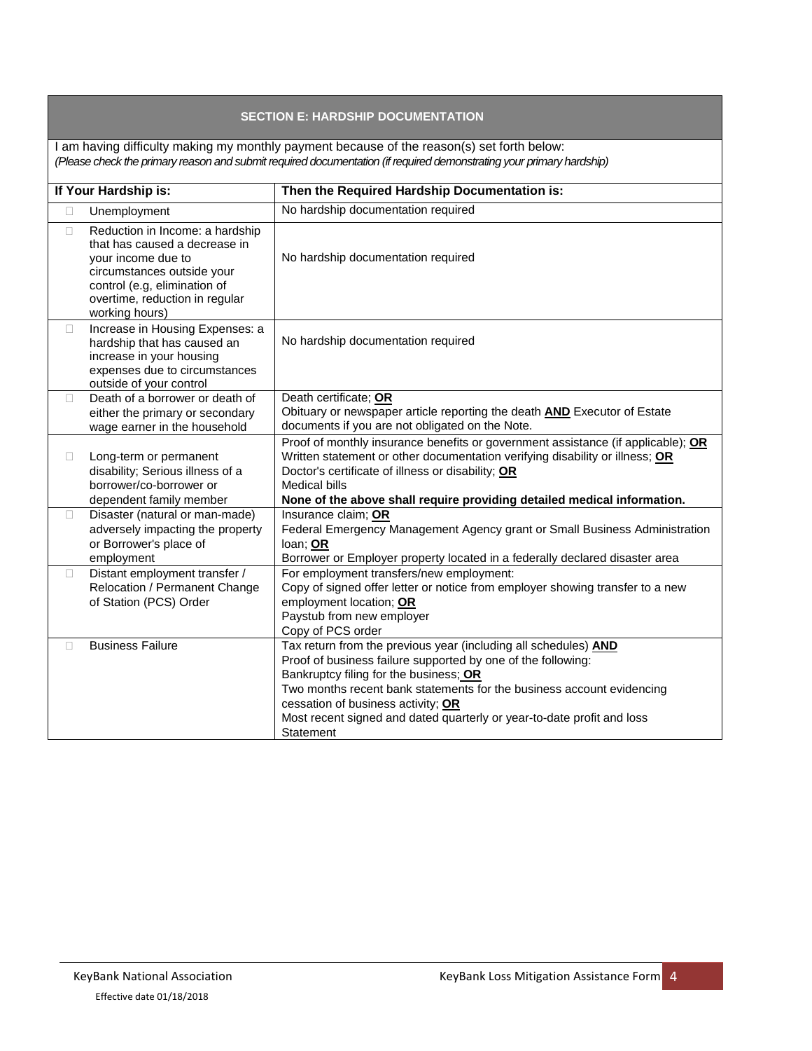## SECTION E: HARDSHIP DOCUMENTATION

I am having difficulty making my monthly payment because of the reason(s) set forth below:
*(Please check the primary reason and submit required documentation (if required demonstrating your primary hardship)*

| If Your Hardship is: | Then the Required Hardship Documentation is: |
|---|---|
| ☐ Unemployment | No hardship documentation required |
| ☐ Reduction in Income: a hardship that has caused a decrease in your income due to circumstances outside your control (e.g, elimination of overtime, reduction in regular working hours) | No hardship documentation required |
| ☐ Increase in Housing Expenses: a hardship that has caused an increase in your housing expenses due to circumstances outside of your control | No hardship documentation required |
| ☐ Death of a borrower or death of either the primary or secondary wage earner in the household | Death certificate; **OR**<br>Obituary or newspaper article reporting the death **AND** Executor of Estate documents if you are not obligated on the Note. |
| ☐ Long-term or permanent disability; Serious illness of a borrower/co-borrower or dependent family member | Proof of monthly insurance benefits or government assistance (if applicable); **OR**<br>Written statement or other documentation verifying disability or illness; **OR**<br>Doctor's certificate of illness or disability; **OR**<br>Medical bills<br>**None of the above shall require providing detailed medical information.** |
| ☐ Disaster (natural or man-made) adversely impacting the property or Borrower's place of employment | Insurance claim; **OR**<br>Federal Emergency Management Agency grant or Small Business Administration loan; **OR**<br>Borrower or Employer property located in a federally declared disaster area |
| ☐ Distant employment transfer / Relocation / Permanent Change of Station (PCS) Order | For employment transfers/new employment:<br>Copy of signed offer letter or notice from employer showing transfer to a new employment location; **OR**<br>Paystub from new employer<br>Copy of PCS order |
| ☐ Business Failure | Tax return from the previous year (including all schedules) **AND**<br>Proof of business failure supported by one of the following:<br>Bankruptcy filing for the business; **OR**<br>Two months recent bank statements for the business account evidencing cessation of business activity; **OR**<br>Most recent signed and dated quarterly or year-to-date profit and loss Statement |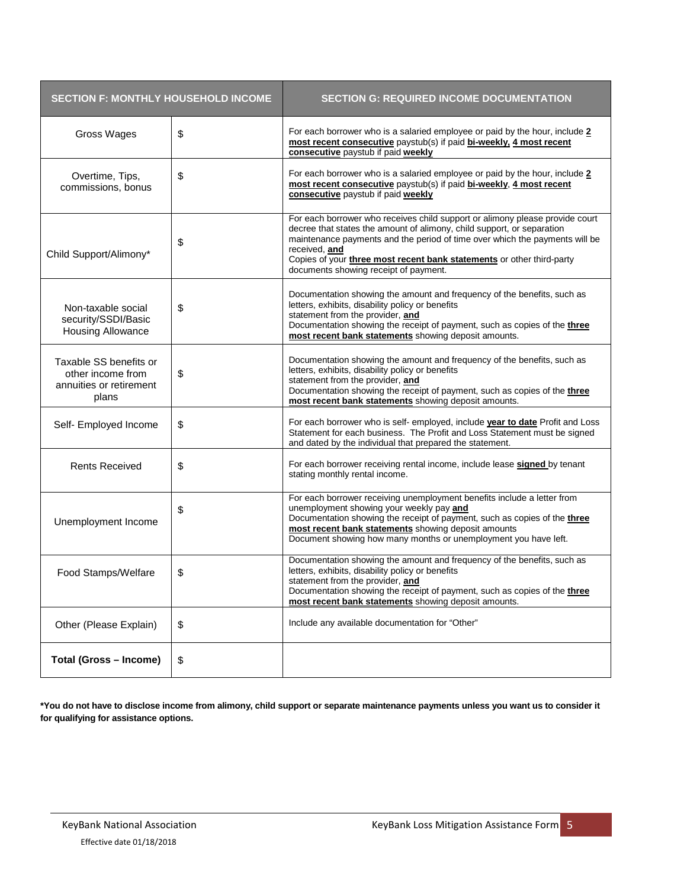| SECTION F: MONTHLY HOUSEHOLD INCOME | | SECTION G: REQUIRED INCOME DOCUMENTATION |
|---|---|---|
| Gross Wages | $ | For each borrower who is a salaried employee or paid by the hour, include **2 most recent consecutive** paystub(s) if paid **bi-weekly, 4 most recent consecutive** paystub if paid **weekly** |
| Overtime, Tips, commissions, bonus | $ | For each borrower who is a salaried employee or paid by the hour, include **2 most recent consecutive** paystub(s) if paid **bi-weekly**, **4 most recent consecutive** paystub if paid **weekly** |
| Child Support/Alimony* | $ | For each borrower who receives child support or alimony please provide court decree that states the amount of alimony, child support, or separation maintenance payments and the period of time over which the payments will be received, **and** Copies of your **three most recent bank statements** or other third-party documents showing receipt of payment. |
| Non-taxable social security/SSDI/Basic Housing Allowance | $ | Documentation showing the amount and frequency of the benefits, such as letters, exhibits, disability policy or benefits statement from the provider, **and** Documentation showing the receipt of payment, such as copies of the **three most recent bank statements** showing deposit amounts. |
| Taxable SS benefits or other income from annuities or retirement plans | $ | Documentation showing the amount and frequency of the benefits, such as letters, exhibits, disability policy or benefits statement from the provider, **and** Documentation showing the receipt of payment, such as copies of the **three most recent bank statements** showing deposit amounts. |
| Self- Employed Income | $ | For each borrower who is self- employed, include **year to date** Profit and Loss Statement for each business. The Profit and Loss Statement must be signed and dated by the individual that prepared the statement. |
| Rents Received | $ | For each borrower receiving rental income, include lease **signed** by tenant stating monthly rental income. |
| Unemployment Income | $ | For each borrower receiving unemployment benefits include a letter from unemployment showing your weekly pay **and** Documentation showing the receipt of payment, such as copies of the **three most recent bank statements** showing deposit amounts Document showing how many months or unemployment you have left. |
| Food Stamps/Welfare | $ | Documentation showing the amount and frequency of the benefits, such as letters, exhibits, disability policy or benefits statement from the provider, **and** Documentation showing the receipt of payment, such as copies of the **three most recent bank statements** showing deposit amounts. |
| Other (Please Explain) | $ | Include any available documentation for "Other" |
| **Total (Gross – Income)** | $ | |

**\*You do not have to disclose income from alimony, child support or separate maintenance payments unless you want us to consider it for qualifying for assistance options.**

KeyBank National Association
Effective date 01/18/2018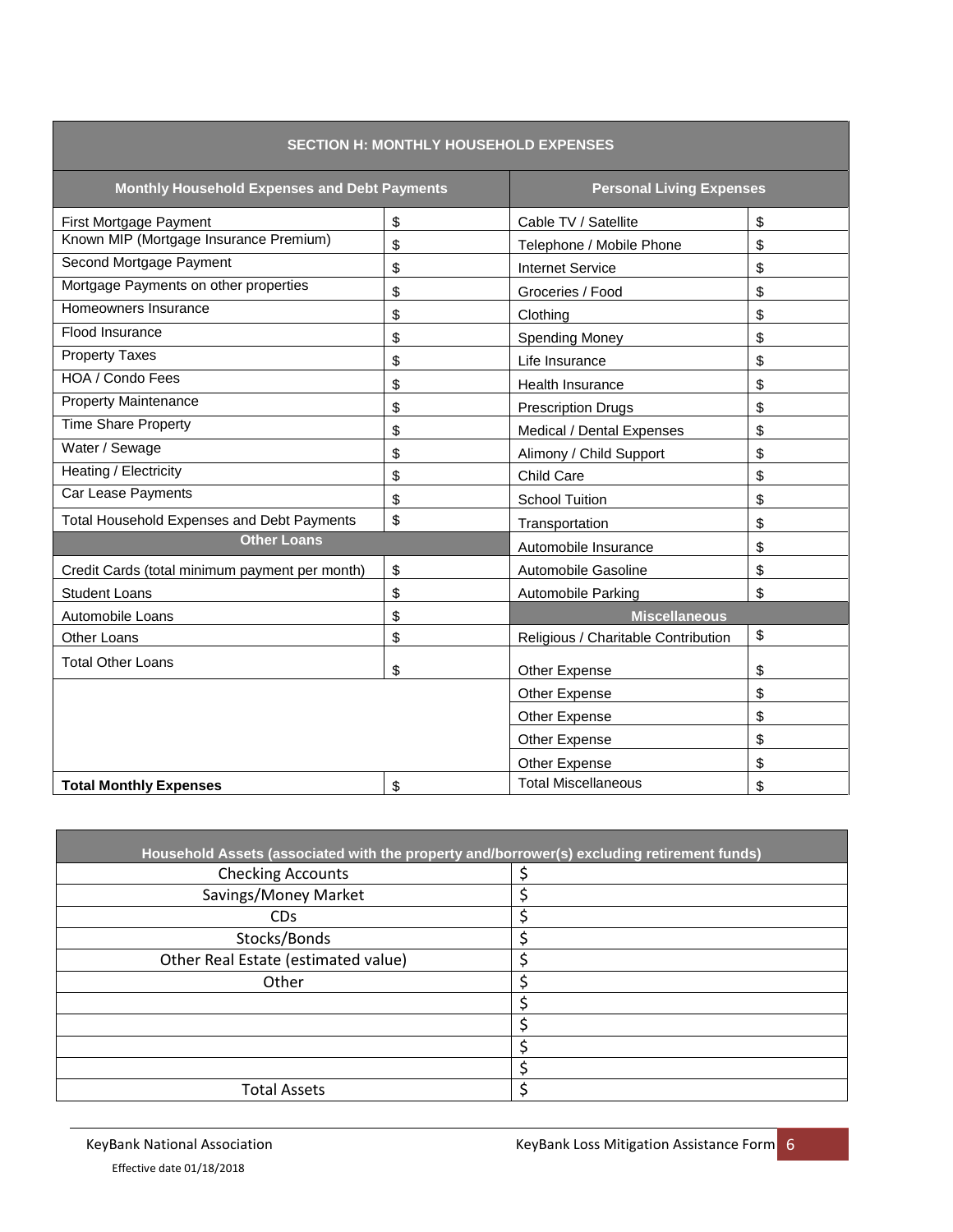## SECTION H: MONTHLY HOUSEHOLD EXPENSES

| Monthly Household Expenses and Debt Payments | | Personal Living Expenses | |
|---|---|---|---|
| First Mortgage Payment | $ | Cable TV / Satellite | $ |
| Known MIP (Mortgage Insurance Premium) | $ | Telephone / Mobile Phone | $ |
| Second Mortgage Payment | $ | Internet Service | $ |
| Mortgage Payments on other properties | $ | Groceries / Food | $ |
| Homeowners Insurance | $ | Clothing | $ |
| Flood Insurance | $ | Spending Money | $ |
| Property Taxes | $ | Life Insurance | $ |
| HOA / Condo Fees | $ | Health Insurance | $ |
| Property Maintenance | $ | Prescription Drugs | $ |
| Time Share Property | $ | Medical / Dental Expenses | $ |
| Water / Sewage | $ | Alimony / Child Support | $ |
| Heating / Electricity | $ | Child Care | $ |
| Car Lease Payments | $ | School Tuition | $ |
| Total Household Expenses and Debt Payments | $ | Transportation | $ |
| **Other Loans** | | Automobile Insurance | $ |
| Credit Cards (total minimum payment per month) | $ | Automobile Gasoline | $ |
| Student Loans | $ | Automobile Parking | $ |
| Automobile Loans | $ | **Miscellaneous** | |
| Other Loans | $ | Religious / Charitable Contribution | $ |
| Total Other Loans | $ | Other Expense | $ |
| | | Other Expense | $ |
| | | Other Expense | $ |
| | | Other Expense | $ |
| **Total Monthly Expenses** | $ | Total Miscellaneous | $ |

| Household Assets (associated with the property and/borrower(s) excluding retirement funds) | |
|---|---|
| Checking Accounts | $ |
| Savings/Money Market | $ |
| CDs | $ |
| Stocks/Bonds | $ |
| Other Real Estate (estimated value) | $ |
| Other | $ |
| | $ |
| | $ |
| | $ |
| | $ |
| Total Assets | $ |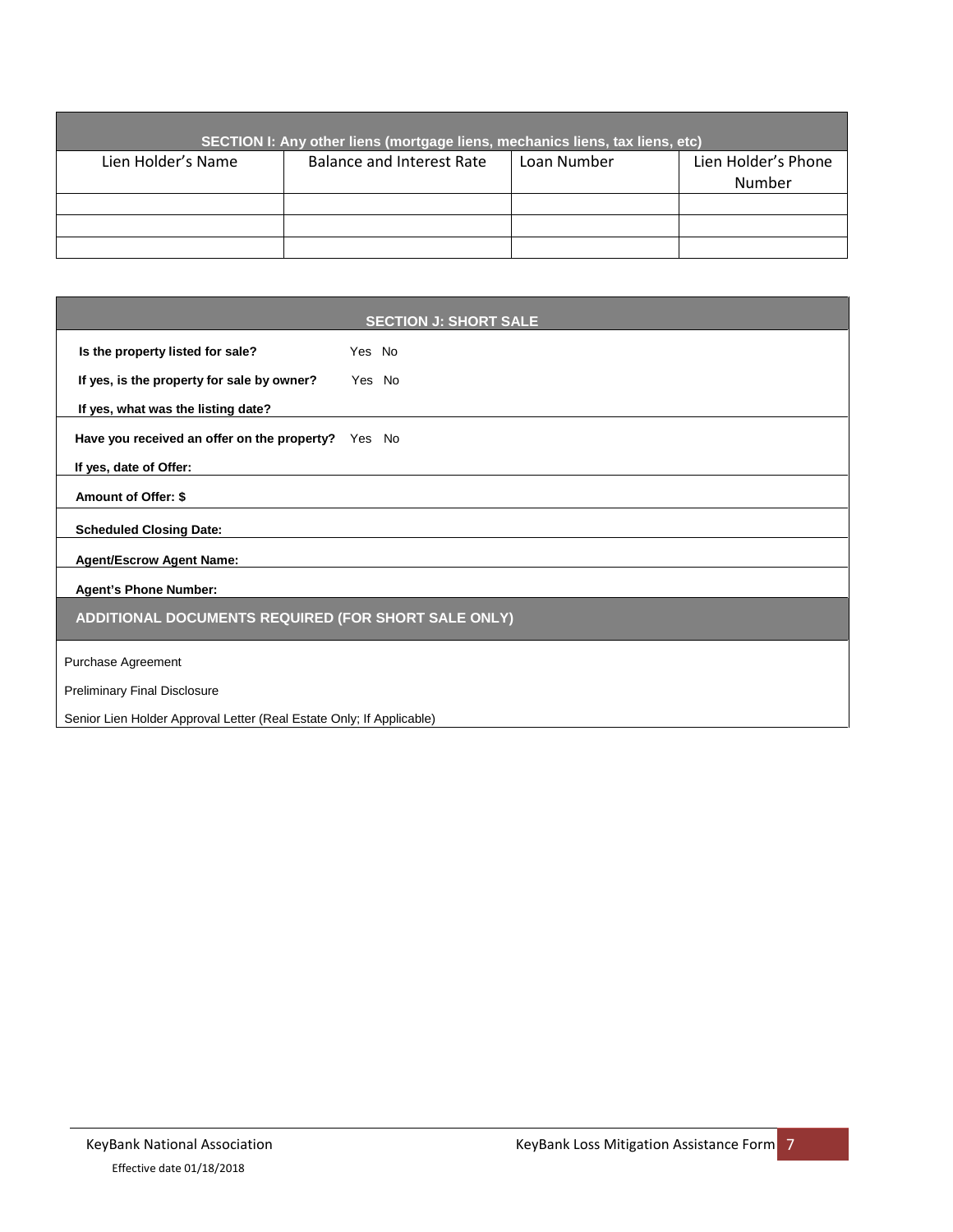## SECTION I: Any other liens (mortgage liens, mechanics liens, tax liens, etc)

| Lien Holder's Name | Balance and Interest Rate | Loan Number | Lien Holder's Phone Number |
|---|---|---|---|
| | | | |
| | | | |
| | | | |

## SECTION J: SHORT SALE

**Is the property listed for sale?** Yes No

**If yes, is the property for sale by owner?** Yes No

**If yes, what was the listing date?**

**Have you received an offer on the property?** Yes No

**If yes, date of Offer:**

**Amount of Offer: $**

**Scheduled Closing Date:**

**Agent/Escrow Agent Name:**

**Agent's Phone Number:**

## ADDITIONAL DOCUMENTS REQUIRED (FOR SHORT SALE ONLY)

Purchase Agreement

Preliminary Final Disclosure

Senior Lien Holder Approval Letter (Real Estate Only; If Applicable)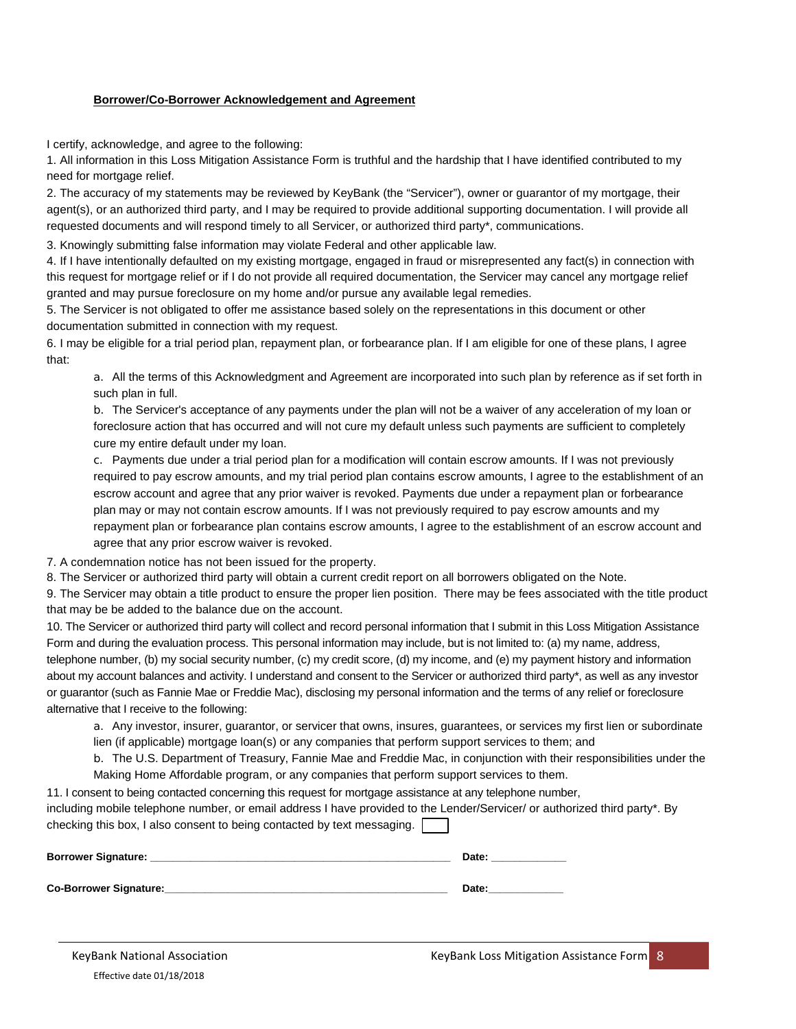**Borrower/Co-Borrower Acknowledgement and Agreement**

I certify, acknowledge, and agree to the following:

1. All information in this Loss Mitigation Assistance Form is truthful and the hardship that I have identified contributed to my need for mortgage relief.
2. The accuracy of my statements may be reviewed by KeyBank (the "Servicer"), owner or guarantor of my mortgage, their agent(s), or an authorized third party, and I may be required to provide additional supporting documentation. I will provide all requested documents and will respond timely to all Servicer, or authorized third party*, communications.
3. Knowingly submitting false information may violate Federal and other applicable law.
4. If I have intentionally defaulted on my existing mortgage, engaged in fraud or misrepresented any fact(s) in connection with this request for mortgage relief or if I do not provide all required documentation, the Servicer may cancel any mortgage relief granted and may pursue foreclosure on my home and/or pursue any available legal remedies.
5. The Servicer is not obligated to offer me assistance based solely on the representations in this document or other documentation submitted in connection with my request.
6. I may be eligible for a trial period plan, repayment plan, or forbearance plan. If I am eligible for one of these plans, I agree that:
   a. All the terms of this Acknowledgment and Agreement are incorporated into such plan by reference as if set forth in such plan in full.
   b. The Servicer's acceptance of any payments under the plan will not be a waiver of any acceleration of my loan or foreclosure action that has occurred and will not cure my default unless such payments are sufficient to completely cure my entire default under my loan.
   c. Payments due under a trial period plan for a modification will contain escrow amounts. If I was not previously required to pay escrow amounts, and my trial period plan contains escrow amounts, I agree to the establishment of an escrow account and agree that any prior waiver is revoked. Payments due under a repayment plan or forbearance plan may or may not contain escrow amounts. If I was not previously required to pay escrow amounts and my repayment plan or forbearance plan contains escrow amounts, I agree to the establishment of an escrow account and agree that any prior escrow waiver is revoked.
7. A condemnation notice has not been issued for the property.
8. The Servicer or authorized third party will obtain a current credit report on all borrowers obligated on the Note.
9. The Servicer may obtain a title product to ensure the proper lien position. There may be fees associated with the title product that may be be added to the balance due on the account.
10. The Servicer or authorized third party will collect and record personal information that I submit in this Loss Mitigation Assistance Form and during the evaluation process. This personal information may include, but is not limited to: (a) my name, address, telephone number, (b) my social security number, (c) my credit score, (d) my income, and (e) my payment history and information about my account balances and activity. I understand and consent to the Servicer or authorized third party*, as well as any investor or guarantor (such as Fannie Mae or Freddie Mac), disclosing my personal information and the terms of any relief or foreclosure alternative that I receive to the following:
    a. Any investor, insurer, guarantor, or servicer that owns, insures, guarantees, or services my first lien or subordinate lien (if applicable) mortgage loan(s) or any companies that perform support services to them; and
    b. The U.S. Department of Treasury, Fannie Mae and Freddie Mac, in conjunction with their responsibilities under the Making Home Affordable program, or any companies that perform support services to them.
11. I consent to being contacted concerning this request for mortgage assistance at any telephone number, including mobile telephone number, or email address I have provided to the Lender/Servicer/ or authorized third party*. By checking this box, I also consent to being contacted by text messaging. ☐

**Borrower Signature:** ____________________________________________ **Date:** ____________

**Co-Borrower Signature:**__________________________________________ **Date:**____________

KeyBank National Association

Effective date 01/18/2018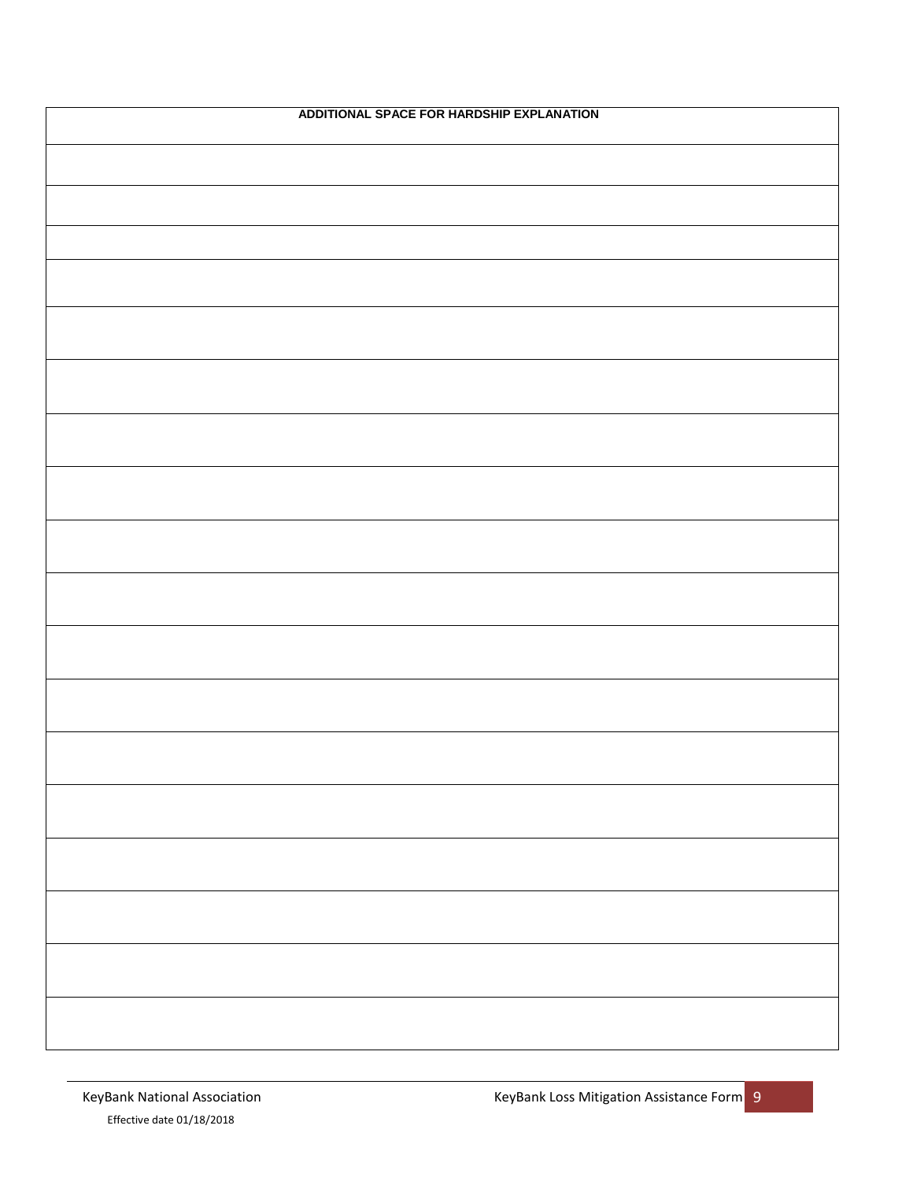| ADDITIONAL SPACE FOR HARDSHIP EXPLANATION |
|---|
| |
| |
| |
| |
| |
| |
| |
| |
| |
| |
| |
| |
| |
| |
| |
| |
| |
| |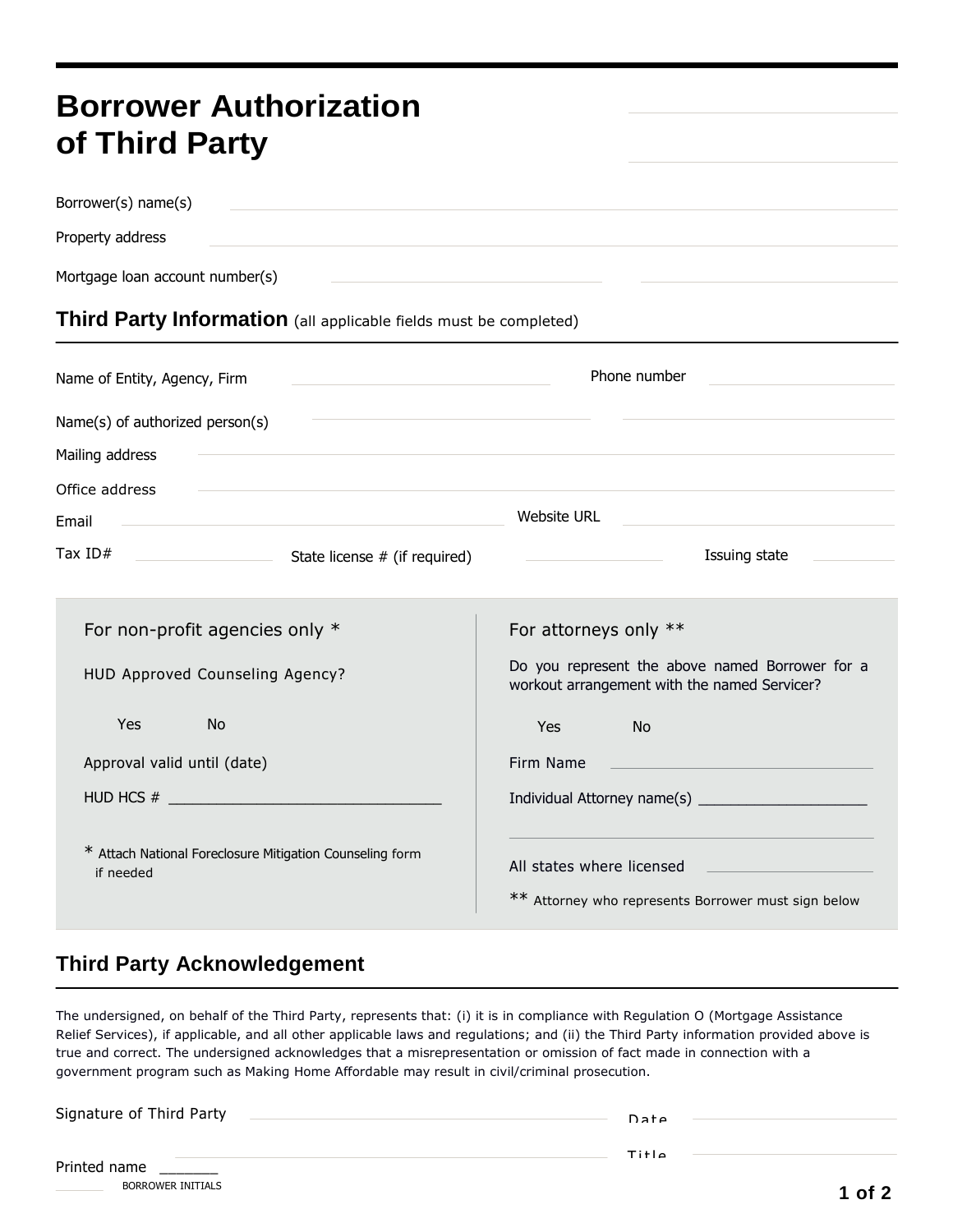# Borrower Authorization of Third Party

Borrower(s) name(s) ____________________

Property address ____________________

Mortgage loan account number(s) ____________________ ____________________

## Third Party Information (all applicable fields must be completed)

Name of Entity, Agency, Firm ____________________ Phone number ____________________

Name(s) of authorized person(s) ____________________ ____________________

Mailing address ____________________

Office address ____________________

Email ____________________ Website URL ____________________

Tax ID# ____________________ State license # (if required) ____________________ Issuing state ____________________

For non-profit agencies only *

HUD Approved Counseling Agency?

Yes No

Approval valid until (date)

HUD HCS # ________________________________

* Attach National Foreclosure Mitigation Counseling form if needed

For attorneys only **

Do you represent the above named Borrower for a workout arrangement with the named Servicer?

Yes No

Firm Name ____________________

Individual Attorney name(s) ____________________

____________________

All states where licensed ____________________

** Attorney who represents Borrower must sign below

## Third Party Acknowledgement

The undersigned, on behalf of the Third Party, represents that: (i) it is in compliance with Regulation O (Mortgage Assistance Relief Services), if applicable, and all other applicable laws and regulations; and (ii) the Third Party information provided above is true and correct. The undersigned acknowledges that a misrepresentation or omission of fact made in connection with a government program such as Making Home Affordable may result in civil/criminal prosecution.

Signature of Third Party ____________________ Date ____________________

Printed name _______ ____________________ Title ____________________

_______ BORROWER INITIALS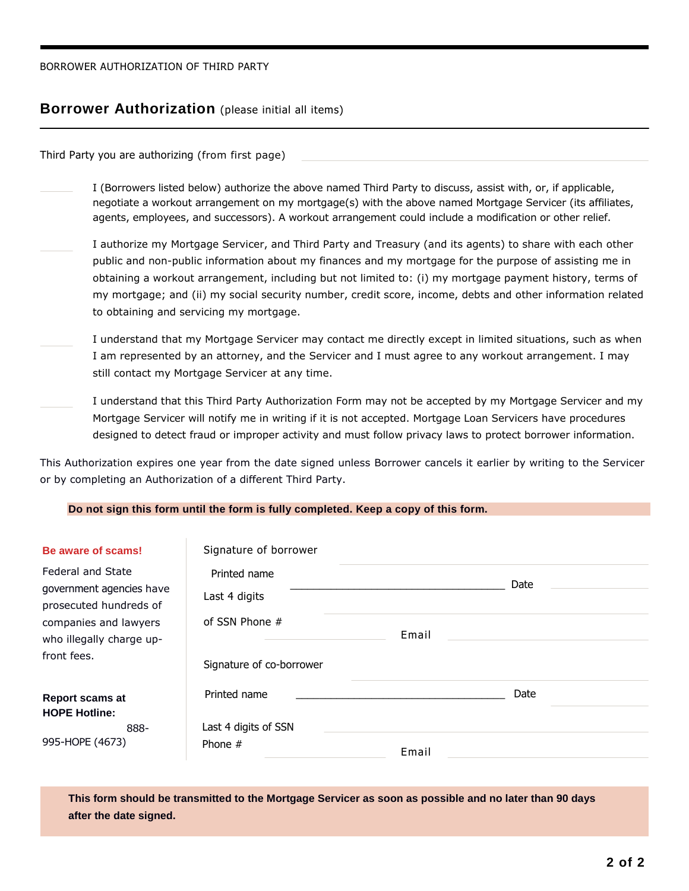BORROWER AUTHORIZATION OF THIRD PARTY

## Borrower Authorization (please initial all items)

Third Party you are authorizing (from first page) ______________________

______ I (Borrowers listed below) authorize the above named Third Party to discuss, assist with, or, if applicable, negotiate a workout arrangement on my mortgage(s) with the above named Mortgage Servicer (its affiliates, agents, employees, and successors). A workout arrangement could include a modification or other relief.

______ I authorize my Mortgage Servicer, and Third Party and Treasury (and its agents) to share with each other public and non-public information about my finances and my mortgage for the purpose of assisting me in obtaining a workout arrangement, including but not limited to: (i) my mortgage payment history, terms of my mortgage; and (ii) my social security number, credit score, income, debts and other information related to obtaining and servicing my mortgage.

______ I understand that my Mortgage Servicer may contact me directly except in limited situations, such as when I am represented by an attorney, and the Servicer and I must agree to any workout arrangement. I may still contact my Mortgage Servicer at any time.

______ I understand that this Third Party Authorization Form may not be accepted by my Mortgage Servicer and my Mortgage Servicer will notify me in writing if it is not accepted. Mortgage Loan Servicers have procedures designed to detect fraud or improper activity and must follow privacy laws to protect borrower information.

This Authorization expires one year from the date signed unless Borrower cancels it earlier by writing to the Servicer or by completing an Authorization of a different Third Party.

**Do not sign this form until the form is fully completed. Keep a copy of this form.**

**Be aware of scams!**

Federal and State government agencies have prosecuted hundreds of companies and lawyers who illegally charge up-front fees.

**Report scams at HOPE Hotline:**

888-995-HOPE (4673)

Signature of borrower ______________________

Printed name ______________________ Date ______________________

Last 4 digits of SSN ______________________

Phone # ______________________ Email ______________________

Signature of co-borrower ______________________

Printed name ______________________ Date ______________________

Last 4 digits of SSN ______________________

Phone # ______________________ Email ______________________

**This form should be transmitted to the Mortgage Servicer as soon as possible and no later than 90 days after the date signed.**